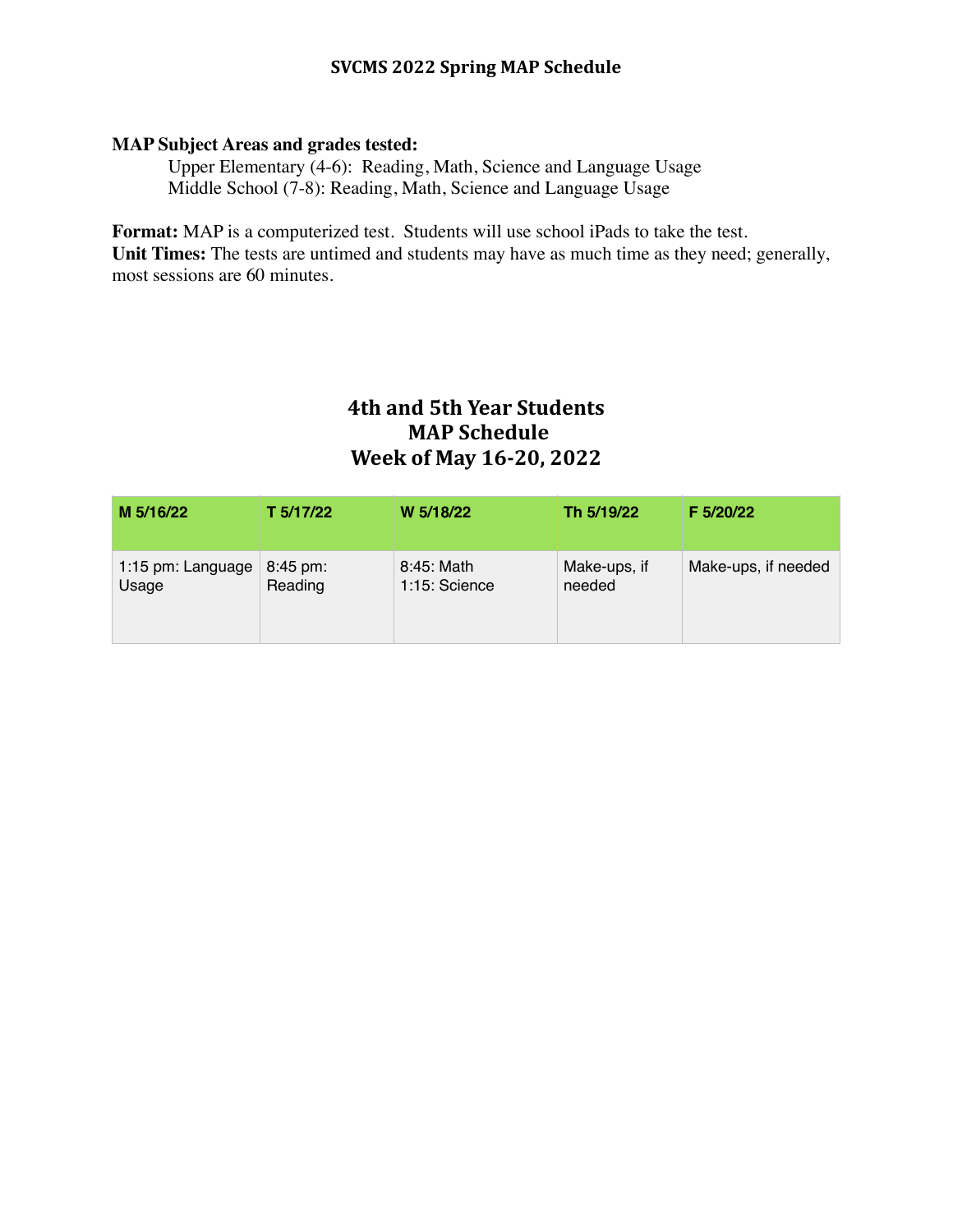# SVCMS 2022 Spring MAP Schedule

**MAP Subject Areas and grades tested:**

Upper Elementary (4-6): Reading, Math, Science and Language Usage
Middle School (7-8): Reading, Math, Science and Language Usage

**Format:** MAP is a computerized test. Students will use school iPads to take the test.
**Unit Times:** The tests are untimed and students may have as much time as they need; generally, most sessions are 60 minutes.

## 4th and 5th Year Students
## MAP Schedule
## Week of May 16-20, 2022

| M 5/16/22 | T 5/17/22 | W 5/18/22 | Th 5/19/22 | F 5/20/22 |
|---|---|---|---|---|
| 1:15 pm: Language Usage | 8:45 pm: Reading | 8:45: Math<br>1:15: Science | Make-ups, if needed | Make-ups, if needed |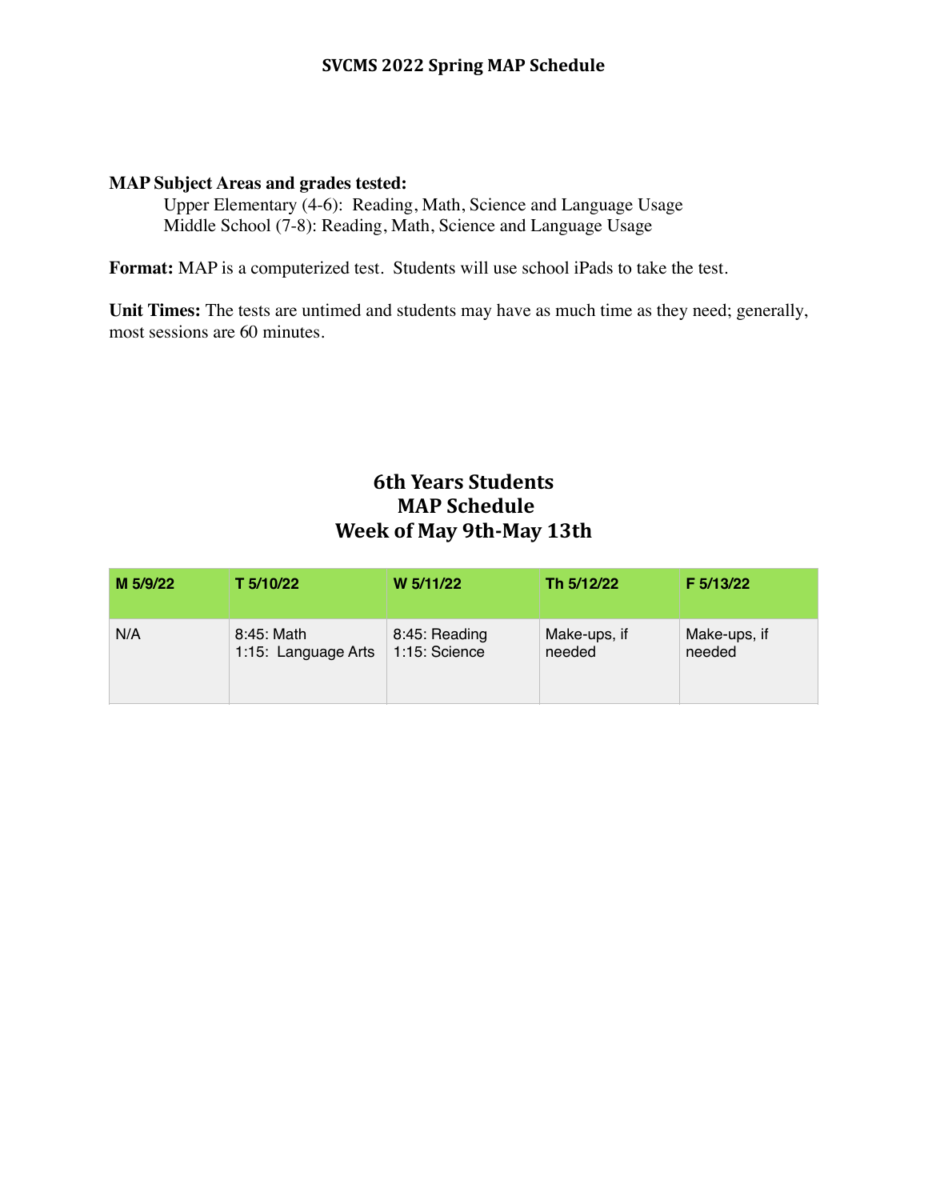# SVCMS 2022 Spring MAP Schedule

**MAP Subject Areas and grades tested:**

Upper Elementary (4-6): Reading, Math, Science and Language Usage
Middle School (7-8): Reading, Math, Science and Language Usage

**Format:** MAP is a computerized test. Students will use school iPads to take the test.

**Unit Times:** The tests are untimed and students may have as much time as they need; generally, most sessions are 60 minutes.

## 6th Years Students
## MAP Schedule
## Week of May 9th-May 13th

| M 5/9/22 | T 5/10/22 | W 5/11/22 | Th 5/12/22 | F 5/13/22 |
|---|---|---|---|---|
| N/A | 8:45: Math<br>1:15: Language Arts | 8:45: Reading<br>1:15: Science | Make-ups, if needed | Make-ups, if needed |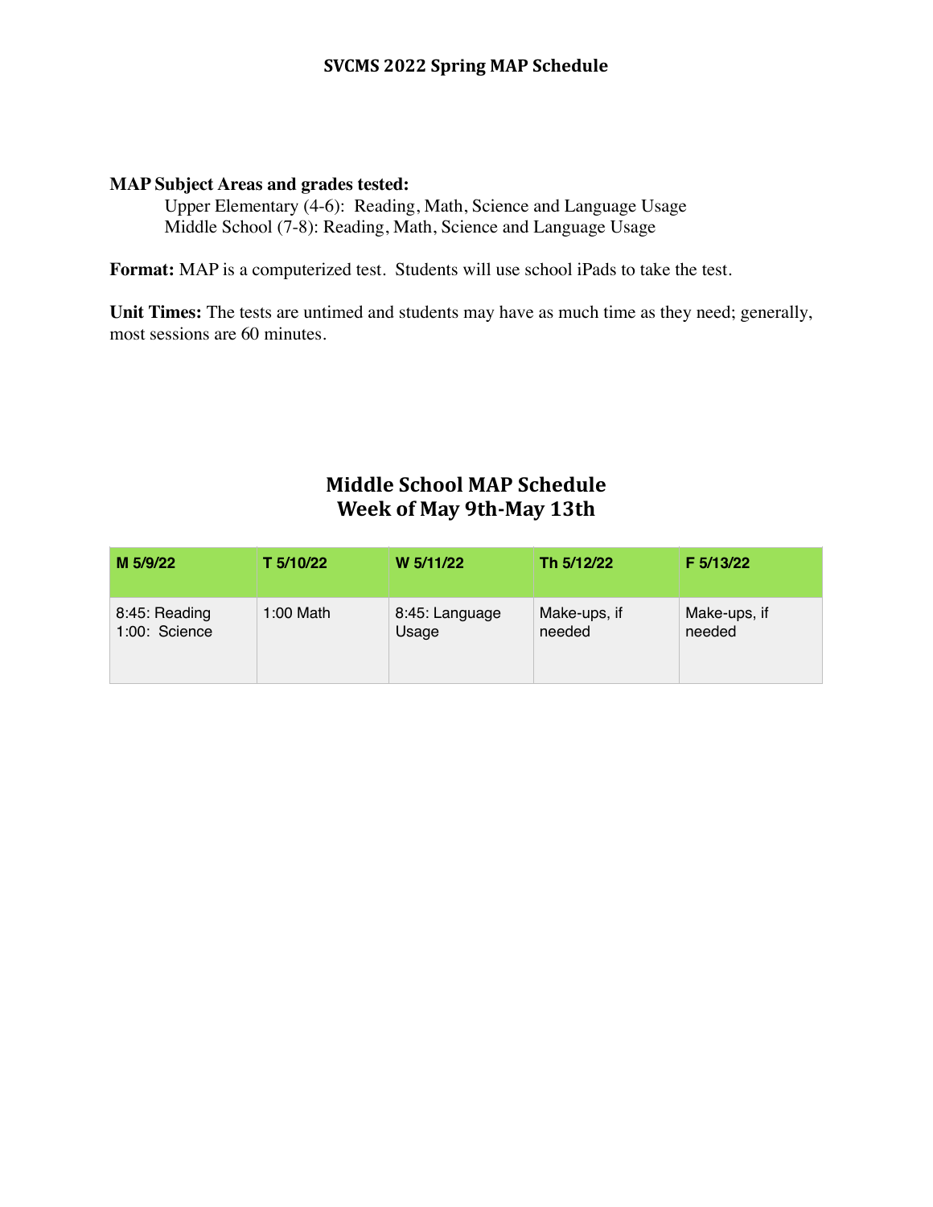# SVCMS 2022 Spring MAP Schedule

**MAP Subject Areas and grades tested:**

Upper Elementary (4-6): Reading, Math, Science and Language Usage
Middle School (7-8): Reading, Math, Science and Language Usage

**Format:** MAP is a computerized test. Students will use school iPads to take the test.

**Unit Times:** The tests are untimed and students may have as much time as they need; generally, most sessions are 60 minutes.

## Middle School MAP Schedule
## Week of May 9th-May 13th

| M 5/9/22 | T 5/10/22 | W 5/11/22 | Th 5/12/22 | F 5/13/22 |
|---|---|---|---|---|
| 8:45: Reading<br>1:00: Science | 1:00 Math | 8:45: Language Usage | Make-ups, if needed | Make-ups, if needed |